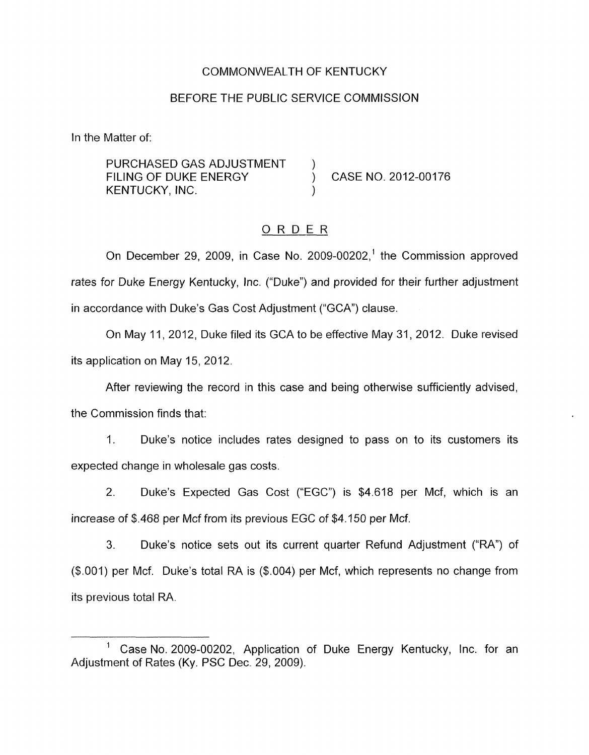COMMONWEALTH OF KENTUCKY

BEFORE THE PUBLIC SERVICE COMMISSION

In the Matter of:

PURCHASED GAS ADJUSTMENT FILING OF DUKE ENERGY KENTUCKY, INC. ) CASE NO. 2012-00176

O R D E R

On December 29, 2009, in Case No. 2009-00202,[1] the Commission approved rates for Duke Energy Kentucky, Inc. ("Duke") and provided for their further adjustment in accordance with Duke's Gas Cost Adjustment ("GCA") clause.

On May 11, 2012, Duke filed its GCA to be effective May 31, 2012. Duke revised its application on May 15, 2012.

After reviewing the record in this case and being otherwise sufficiently advised, the Commission finds that:

1. Duke's notice includes rates designed to pass on to its customers its expected change in wholesale gas costs.

2. Duke's Expected Gas Cost ("EGC") is $4.618 per Mcf, which is an increase of $.468 per Mcf from its previous EGC of $4.150 per Mcf.

3. Duke's notice sets out its current quarter Refund Adjustment ("RA") of ($.001) per Mcf. Duke's total RA is ($.004) per Mcf, which represents no change from its previous total RA.

---

[1] Case No. 2009-00202, Application of Duke Energy Kentucky, Inc. for an Adjustment of Rates (Ky. PSC Dec. 29, 2009).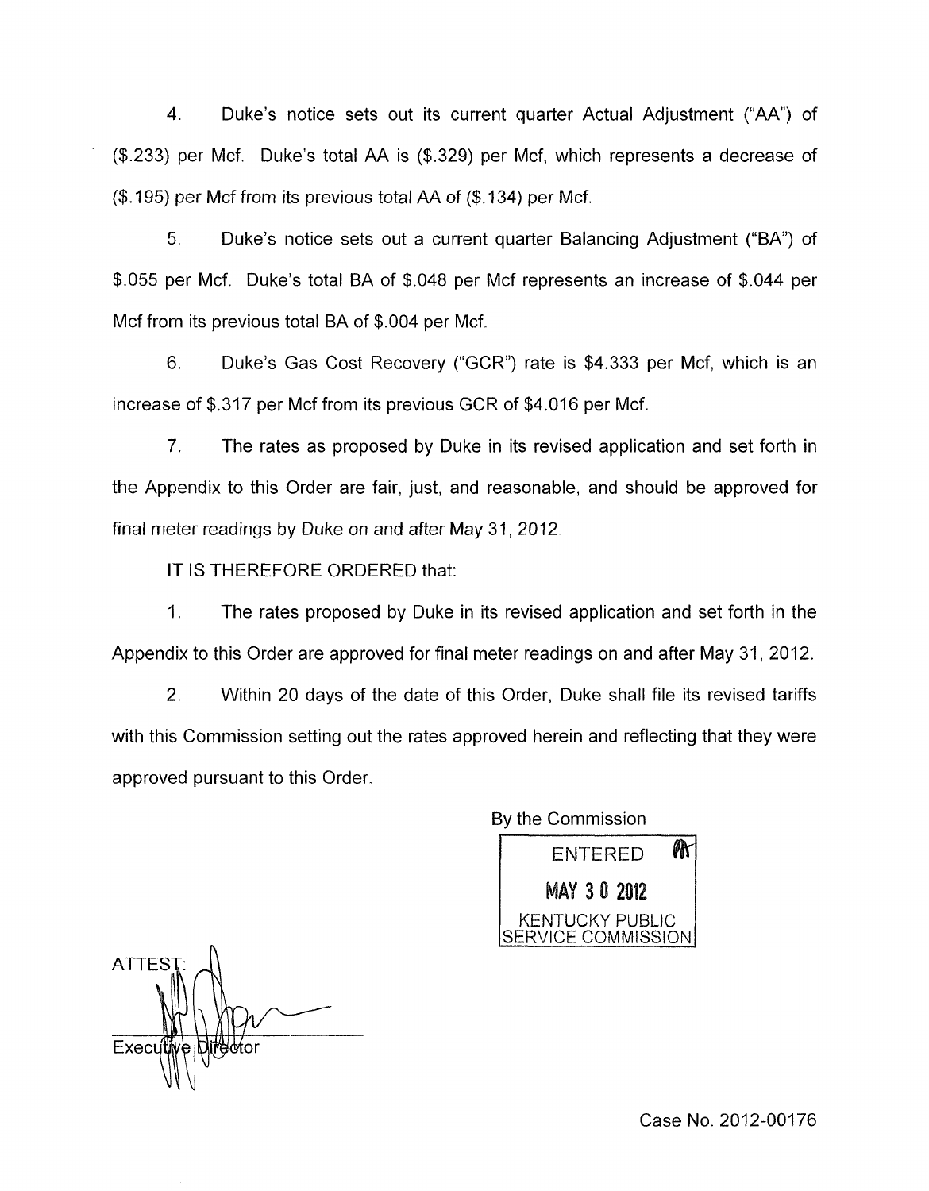4. Duke's notice sets out its current quarter Actual Adjustment ("AA") of ($.233) per Mcf. Duke's total AA is ($.329) per Mcf, which represents a decrease of ($.195) per Mcf from its previous total AA of ($.134) per Mcf.

5. Duke's notice sets out a current quarter Balancing Adjustment ("BA") of $.055 per Mcf. Duke's total BA of $.048 per Mcf represents an increase of $.044 per Mcf from its previous total BA of $.004 per Mcf.

6. Duke's Gas Cost Recovery ("GCR") rate is $4.333 per Mcf, which is an increase of $.317 per Mcf from its previous GCR of $4.016 per Mcf.

7. The rates as proposed by Duke in its revised application and set forth in the Appendix to this Order are fair, just, and reasonable, and should be approved for final meter readings by Duke on and after May 31, 2012.

IT IS THEREFORE ORDERED that:

1. The rates proposed by Duke in its revised application and set forth in the Appendix to this Order are approved for final meter readings on and after May 31, 2012.

2. Within 20 days of the date of this Order, Duke shall file its revised tariffs with this Commission setting out the rates approved herein and reflecting that they were approved pursuant to this Order.

By the Commission

ENTERED

MAY 30 2012

KENTUCKY PUBLIC SERVICE COMMISSION

ATTEST:

Executive Director

Case No. 2012-00176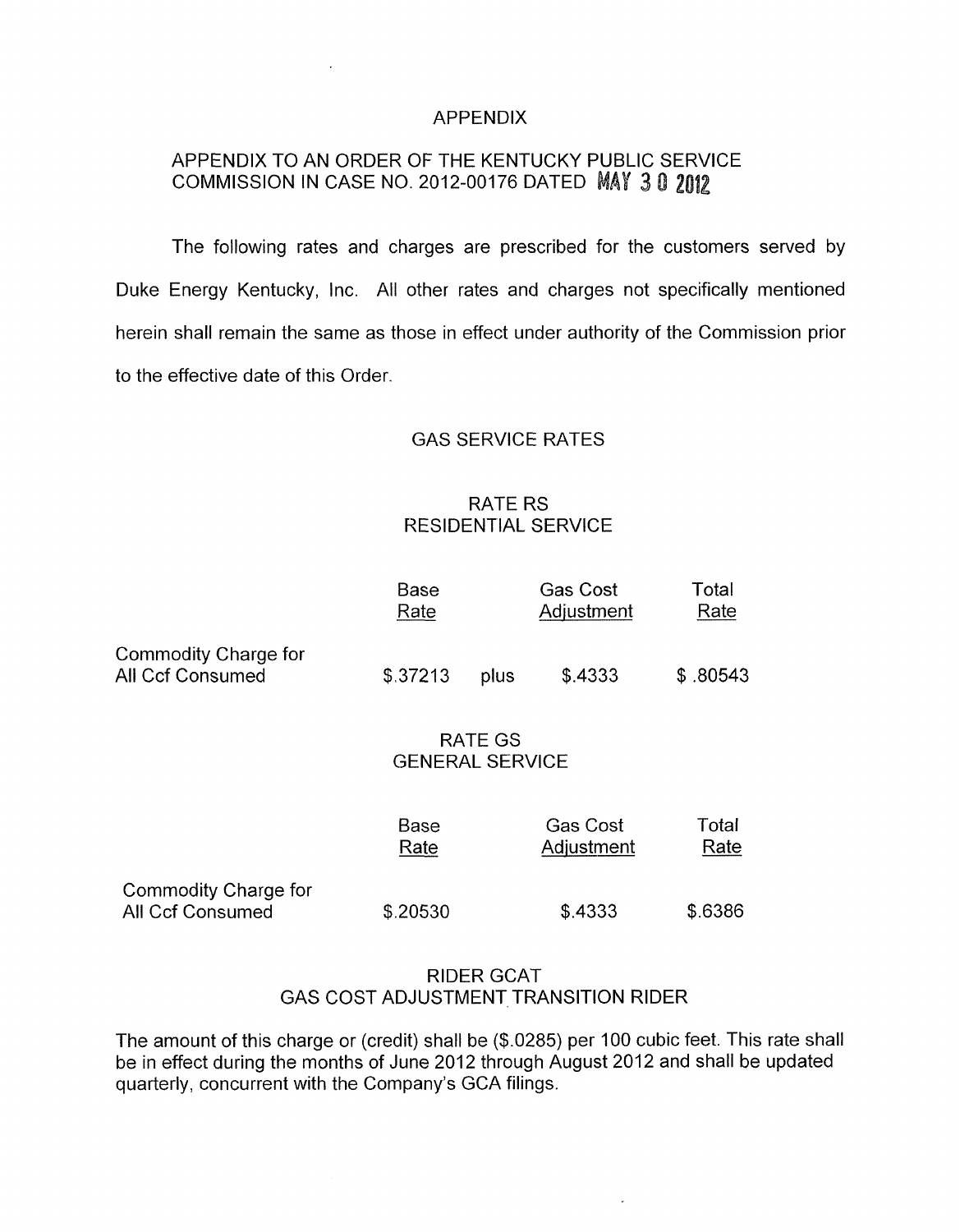# APPENDIX

## APPENDIX TO AN ORDER OF THE KENTUCKY PUBLIC SERVICE COMMISSION IN CASE NO. 2012-00176 DATED MAY 3 0 2012

The following rates and charges are prescribed for the customers served by Duke Energy Kentucky, Inc. All other rates and charges not specifically mentioned herein shall remain the same as those in effect under authority of the Commission prior to the effective date of this Order.

## GAS SERVICE RATES

### RATE RS
### RESIDENTIAL SERVICE

| | Base Rate | | Gas Cost Adjustment | Total Rate |
|---|---|---|---|---|
| Commodity Charge for All Ccf Consumed | $.37213 | plus | $.4333 | $ .80543 |

### RATE GS
### GENERAL SERVICE

| | Base Rate | Gas Cost Adjustment | Total Rate |
|---|---|---|---|
| Commodity Charge for All Ccf Consumed | $.20530 | $.4333 | $.6386 |

### RIDER GCAT
### GAS COST ADJUSTMENT TRANSITION RIDER

The amount of this charge or (credit) shall be ($.0285) per 100 cubic feet. This rate shall be in effect during the months of June 2012 through August 2012 and shall be updated quarterly, concurrent with the Company's GCA filings.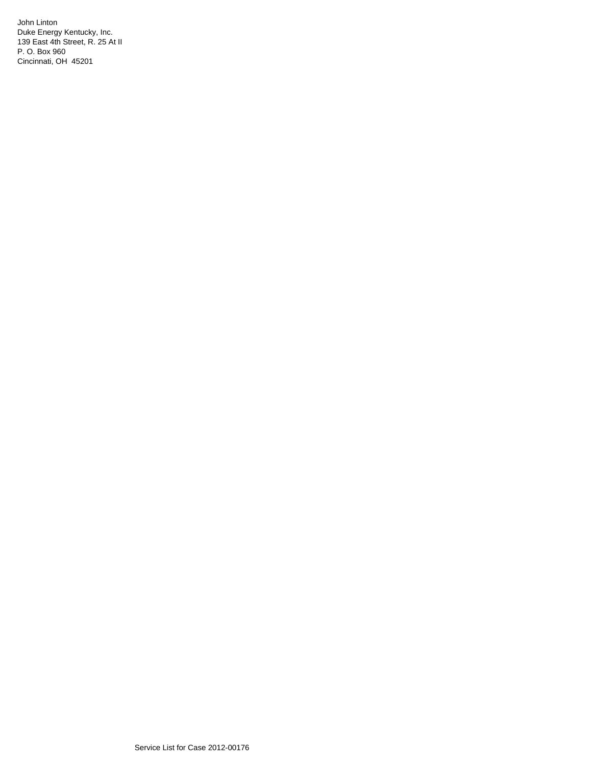John Linton
Duke Energy Kentucky, Inc.
139 East 4th Street, R. 25 At II
P. O. Box 960
Cincinnati, OH 45201